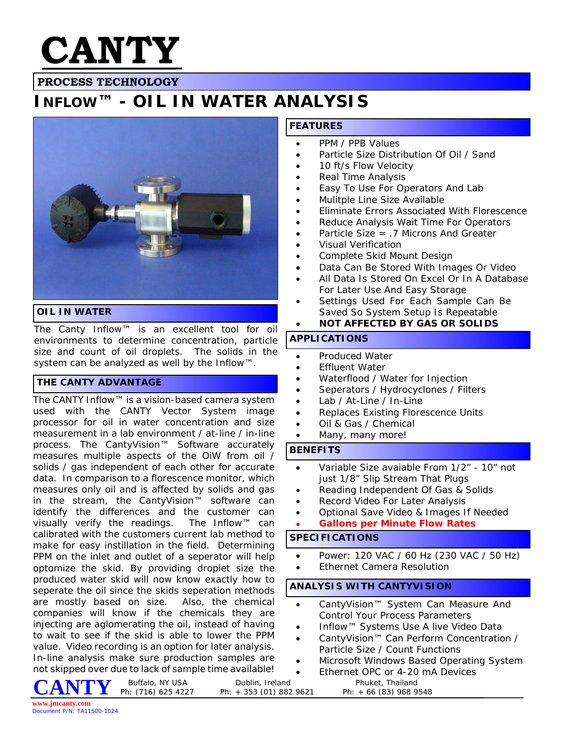# CANTY

## PROCESS TECHNOLOGY

# INFLOW™ - OIL IN WATER ANALYSIS

## OIL IN WATER

The Canty Inflow™ is an excellent tool for oil environments to determine concentration, particle size and count of oil droplets. The solids in the system can be analyzed as well by the Inflow™.

## THE CANTY ADVANTAGE

The CANTY Inflow™ is a vision-based camera system used with the CANTY Vector System image processor for oil in water concentration and size measurement in a lab environment / at-line / in-line process. The CantyVision™ Software accurately measures multiple aspects of the OiW from oil / solids / gas independent of each other for accurate data. In comparison to a florescence monitor, which measures only oil and is affected by solids and gas in the stream, the CantyVision™ software can identify the differences and the customer can visually verify the readings. The Inflow™ can calibrated with the customers current lab method to make for easy instillation in the field. Determining PPM on the inlet and outlet of a seperator will help optomize the skid. By providing droplet size the produced water skid will now know exactly how to seperate the oil since the skids seperation methods are mostly based on size. Also, the chemical companies will know if the chemicals they are injecting are aglomerating the oil, instead of having to wait to see if the skid is able to lower the PPM value. Video recording is an option for later analysis. In-line analysis make sure production samples are not skipped over due to lack of sample time available!

## FEATURES

- PPM / PPB Values
- Particle Size Distribution Of Oil / Sand
- 10 ft/s Flow Velocity
- Real Time Analysis
- Easy To Use For Operators And Lab
- Mulitple Line Size Available
- Eliminate Errors Associated With Florescence
- Reduce Analysis Wait Time For Operators
- Particle Size = .7 Microns And Greater
- Visual Verification
- Complete Skid Mount Design
- Data Can Be Stored With Images Or Video
- All Data Is Stored On Excel Or In A Database For Later Use And Easy Storage
- Settings Used For Each Sample Can Be Saved So System Setup Is Repeatable
- **NOT AFFECTED BY GAS OR SOLIDS**

## APPLICATIONS

- Produced Water
- Effluent Water
- Waterflood / Water for Injection
- Seperators / Hydrocyclones / Filters
- Lab / At-Line / In-Line
- Replaces Existing Florescence Units
- Oil & Gas / Chemical
- Many, many more!

## BENEFITS

- Variable Size avaiable From 1/2" - 10" not just 1/8" Slip Stream That Plugs
- Reading Independent Of Gas & Solids
- Record Video For Later Analysis
- Optional Save Video & Images If Needed
- **Gallons per Minute Flow Rates**

## SPECIFICATIONS

- Power: 120 VAC / 60 Hz (230 VAC / 50 Hz)
- Ethernet Camera Resolution

## ANALYSIS WITH CANTYVISION

- CantyVision™ System Can Measure And Control Your Process Parameters
- Inflow™ Systems Use A live Video Data
- CantyVision™ Can Perform Concentration / Particle Size / Count Functions
- Microsoft Windows Based Operating System
- Ethernet OPC or 4-20 mA Devices

CANTY — Buffalo, NY USA Ph: (716) 625 4227 | Dublin, Ireland Ph: + 353 (01) 882 9621 | Phuket, Thailand Ph: + 66 (83) 968 9548

www.jmcanty.com
Document P/N: TA11500-1024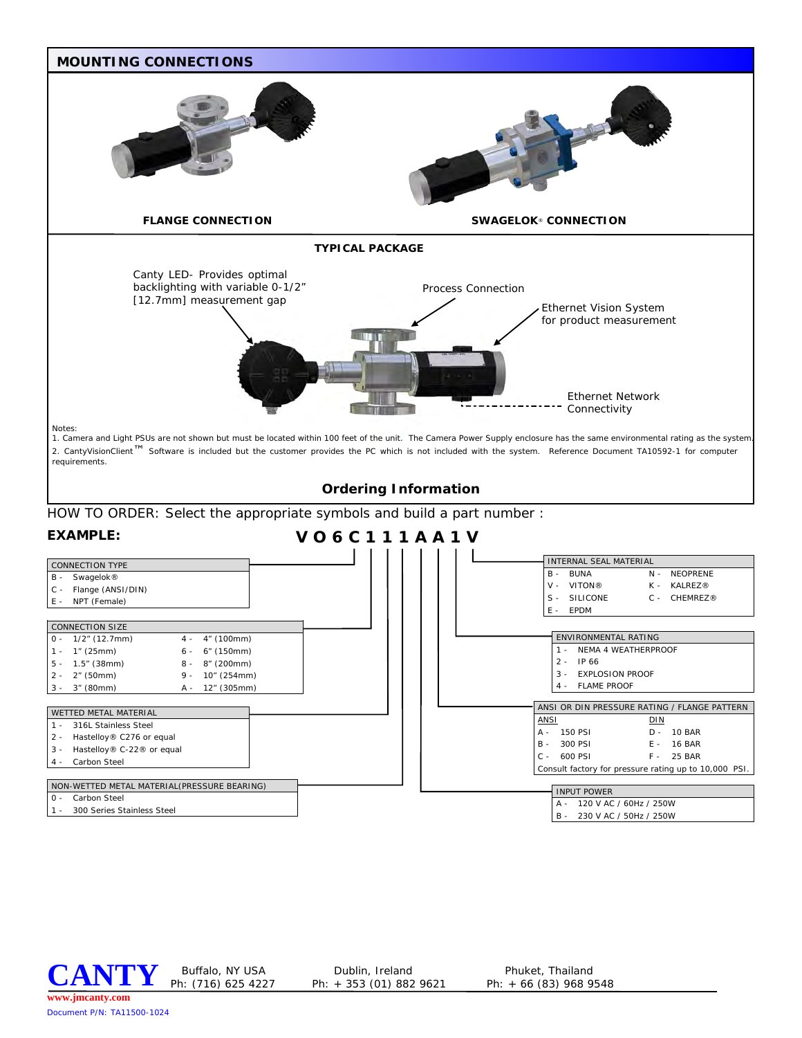## MOUNTING CONNECTIONS

**FLANGE CONNECTION**

**SWAGELOK® CONNECTION**

**TYPICAL PACKAGE**

Canty LED- Provides optimal backlighting with variable 0-1/2" [12.7mm] measurement gap

Process Connection

Ethernet Vision System for product measurement

Ethernet Network Connectivity

Notes:
1. Camera and Light PSUs are not shown but must be located within 100 feet of the unit. The Camera Power Supply enclosure has the same environmental rating as the system.
2. CantyVisionClient™ Software is included but the customer provides the PC which is not included with the system. Reference Document TA10592-1 for computer requirements.

## Ordering Information

HOW TO ORDER: Select the appropriate symbols and build a part number :

**EXAMPLE:** **V O 6 C 1 1 1 A A 1 V**

| CONNECTION TYPE |
|---|
| B - Swagelok® |
| C - Flange (ANSI/DIN) |
| E - NPT (Female) |

| CONNECTION SIZE | |
|---|---|
| 0 - 1/2" (12.7mm) | 4 - 4" (100mm) |
| 1 - 1" (25mm) | 6 - 6" (150mm) |
| 5 - 1.5" (38mm) | 8 - 8" (200mm) |
| 2 - 2" (50mm) | 9 - 10" (254mm) |
| 3 - 3" (80mm) | A - 12" (305mm) |

| WETTED METAL MATERIAL |
|---|
| 1 - 316L Stainless Steel |
| 2 - Hastelloy® C276 or equal |
| 3 - Hastelloy® C-22® or equal |
| 4 - Carbon Steel |

| NON-WETTED METAL MATERIAL(PRESSURE BEARING) |
|---|
| 0 - Carbon Steel |
| 1 - 300 Series Stainless Steel |

| INTERNAL SEAL MATERIAL | |
|---|---|
| B - BUNA | N - NEOPRENE |
| V - VITON® | K - KALREZ® |
| S - SILICONE | C - CHEMREZ® |
| E - EPDM | |

| ENVIRONMENTAL RATING |
|---|
| 1 - NEMA 4 WEATHERPROOF |
| 2 - IP 66 |
| 3 - EXPLOSION PROOF |
| 4 - FLAME PROOF |

| ANSI OR DIN PRESSURE RATING / FLANGE PATTERN | |
|---|---|
| ANSI | DIN |
| A - 150 PSI | D - 10 BAR |
| B - 300 PSI | E - 16 BAR |
| C - 600 PSI | F - 25 BAR |
| Consult factory for pressure rating up to 10,000 PSI. | |

| INPUT POWER |
|---|
| A - 120 V AC / 60Hz / 250W |
| B - 230 V AC / 50Hz / 250W |

**CANTY** www.jmcanty.com

Buffalo, NY USA Ph: (716) 625 4227

Dublin, Ireland Ph: + 353 (01) 882 9621

Phuket, Thailand Ph: + 66 (83) 968 9548

Document P/N: TA11500-1024